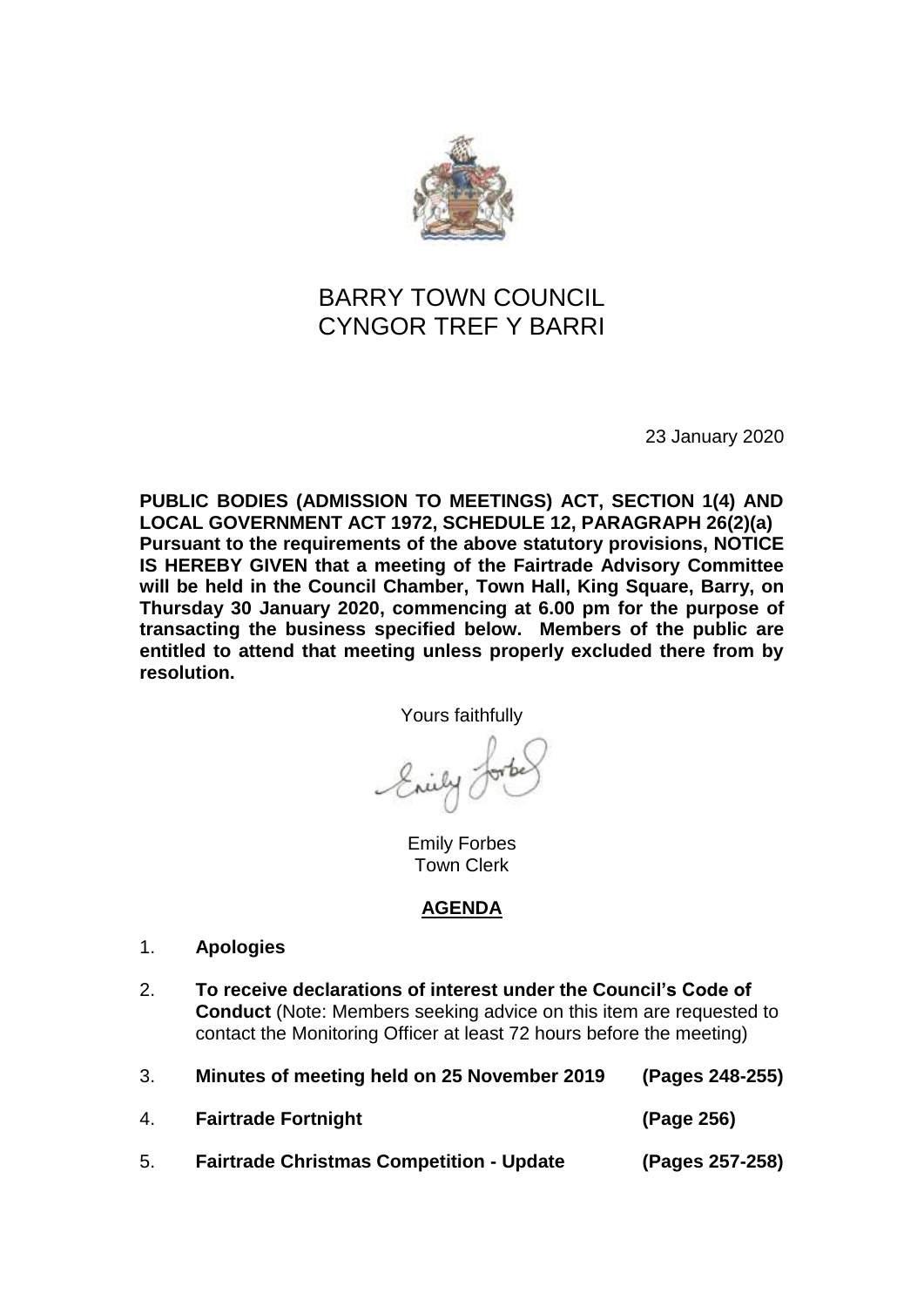# BARRY TOWN COUNCIL
# CYNGOR TREF Y BARRI

23 January 2020

**PUBLIC BODIES (ADMISSION TO MEETINGS) ACT, SECTION 1(4) AND LOCAL GOVERNMENT ACT 1972, SCHEDULE 12, PARAGRAPH 26(2)(a)**
**Pursuant to the requirements of the above statutory provisions, NOTICE IS HEREBY GIVEN that a meeting of the Fairtrade Advisory Committee will be held in the Council Chamber, Town Hall, King Square, Barry, on Thursday 30 January 2020, commencing at 6.00 pm for the purpose of transacting the business specified below. Members of the public are entitled to attend that meeting unless properly excluded there from by resolution.**

Yours faithfully

Emily Forbes
Town Clerk

## AGENDA

1. **Apologies**

2. **To receive declarations of interest under the Council's Code of Conduct** (Note: Members seeking advice on this item are requested to contact the Monitoring Officer at least 72 hours before the meeting)

3. **Minutes of meeting held on 25 November 2019** **(Pages 248-255)**

4. **Fairtrade Fortnight** **(Page 256)**

5. **Fairtrade Christmas Competition - Update** **(Pages 257-258)**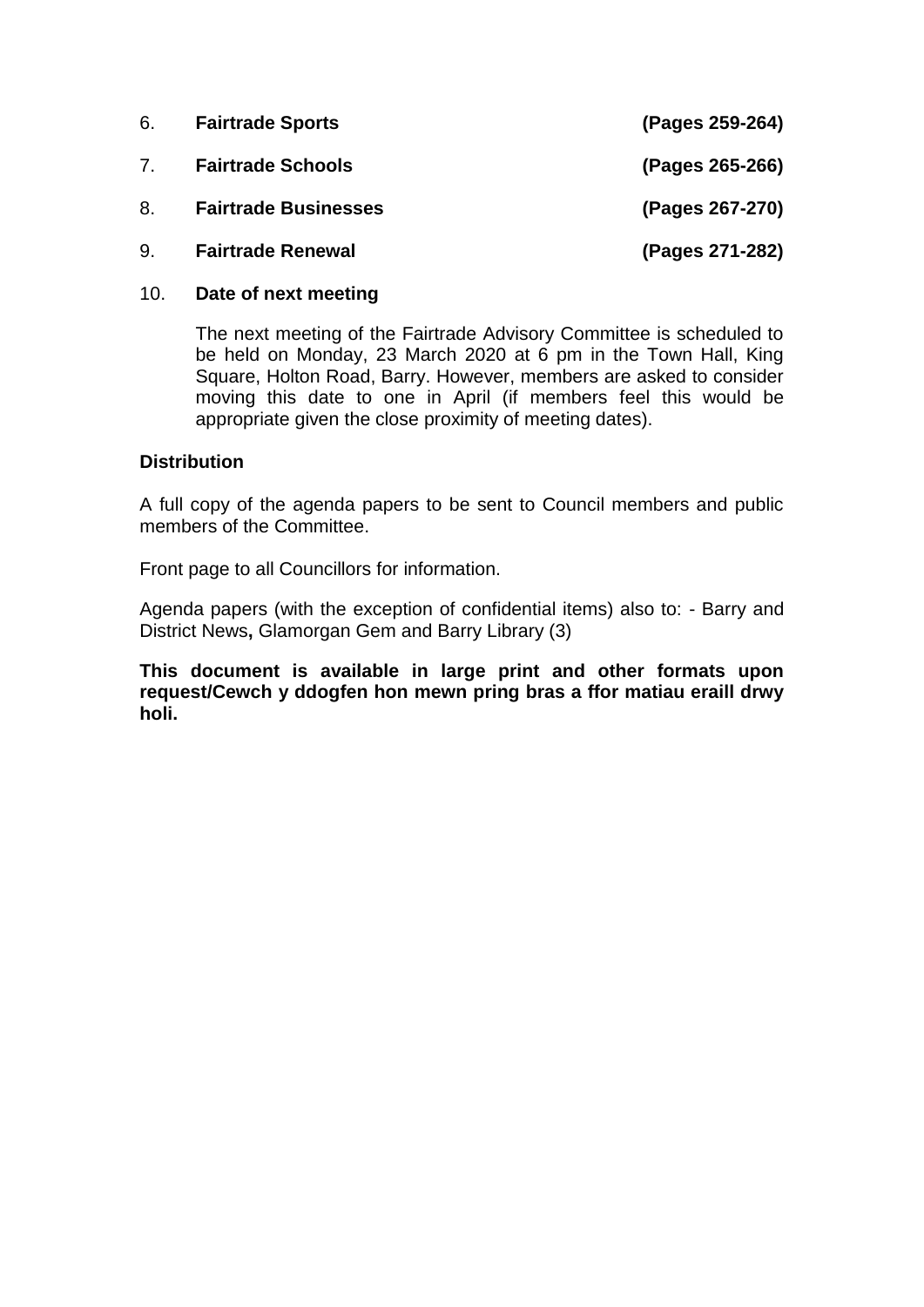6. **Fairtrade Sports** **(Pages 259-264)**

7. **Fairtrade Schools** **(Pages 265-266)**

8. **Fairtrade Businesses** **(Pages 267-270)**

9. **Fairtrade Renewal** **(Pages 271-282)**

10. **Date of next meeting**

    The next meeting of the Fairtrade Advisory Committee is scheduled to be held on Monday, 23 March 2020 at 6 pm in the Town Hall, King Square, Holton Road, Barry. However, members are asked to consider moving this date to one in April (if members feel this would be appropriate given the close proximity of meeting dates).

**Distribution**

A full copy of the agenda papers to be sent to Council members and public members of the Committee.

Front page to all Councillors for information.

Agenda papers (with the exception of confidential items) also to: - Barry and District News**,** Glamorgan Gem and Barry Library (3)

**This document is available in large print and other formats upon request/Cewch y ddogfen hon mewn pring bras a ffor matiau eraill drwy holi.**